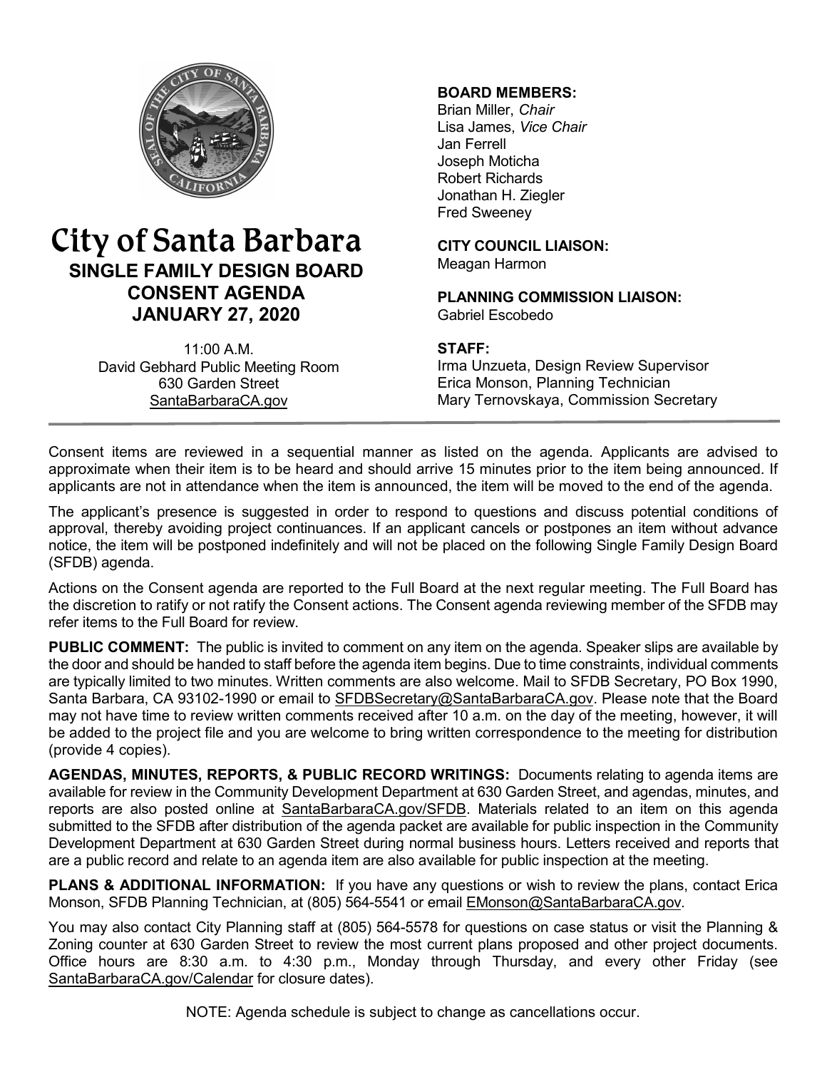# City of Santa Barbara

## SINGLE FAMILY DESIGN BOARD CONSENT AGENDA JANUARY 27, 2020

11:00 A.M.
David Gebhard Public Meeting Room
630 Garden Street
SantaBarbaraCA.gov

**BOARD MEMBERS:**
Brian Miller, *Chair*
Lisa James, *Vice Chair*
Jan Ferrell
Joseph Moticha
Robert Richards
Jonathan H. Ziegler
Fred Sweeney

**CITY COUNCIL LIAISON:**
Meagan Harmon

**PLANNING COMMISSION LIAISON:**
Gabriel Escobedo

**STAFF:**
Irma Unzueta, Design Review Supervisor
Erica Monson, Planning Technician
Mary Ternovskaya, Commission Secretary

---

Consent items are reviewed in a sequential manner as listed on the agenda. Applicants are advised to approximate when their item is to be heard and should arrive 15 minutes prior to the item being announced. If applicants are not in attendance when the item is announced, the item will be moved to the end of the agenda.

The applicant's presence is suggested in order to respond to questions and discuss potential conditions of approval, thereby avoiding project continuances. If an applicant cancels or postpones an item without advance notice, the item will be postponed indefinitely and will not be placed on the following Single Family Design Board (SFDB) agenda.

Actions on the Consent agenda are reported to the Full Board at the next regular meeting. The Full Board has the discretion to ratify or not ratify the Consent actions. The Consent agenda reviewing member of the SFDB may refer items to the Full Board for review.

**PUBLIC COMMENT:** The public is invited to comment on any item on the agenda. Speaker slips are available by the door and should be handed to staff before the agenda item begins. Due to time constraints, individual comments are typically limited to two minutes. Written comments are also welcome. Mail to SFDB Secretary, PO Box 1990, Santa Barbara, CA 93102-1990 or email to SFDBSecretary@SantaBarbaraCA.gov. Please note that the Board may not have time to review written comments received after 10 a.m. on the day of the meeting, however, it will be added to the project file and you are welcome to bring written correspondence to the meeting for distribution (provide 4 copies).

**AGENDAS, MINUTES, REPORTS, & PUBLIC RECORD WRITINGS:** Documents relating to agenda items are available for review in the Community Development Department at 630 Garden Street, and agendas, minutes, and reports are also posted online at SantaBarbaraCA.gov/SFDB. Materials related to an item on this agenda submitted to the SFDB after distribution of the agenda packet are available for public inspection in the Community Development Department at 630 Garden Street during normal business hours. Letters received and reports that are a public record and relate to an agenda item are also available for public inspection at the meeting.

**PLANS & ADDITIONAL INFORMATION:** If you have any questions or wish to review the plans, contact Erica Monson, SFDB Planning Technician, at (805) 564-5541 or email EMonson@SantaBarbaraCA.gov.

You may also contact City Planning staff at (805) 564-5578 for questions on case status or visit the Planning & Zoning counter at 630 Garden Street to review the most current plans proposed and other project documents. Office hours are 8:30 a.m. to 4:30 p.m., Monday through Thursday, and every other Friday (see SantaBarbaraCA.gov/Calendar for closure dates).

NOTE: Agenda schedule is subject to change as cancellations occur.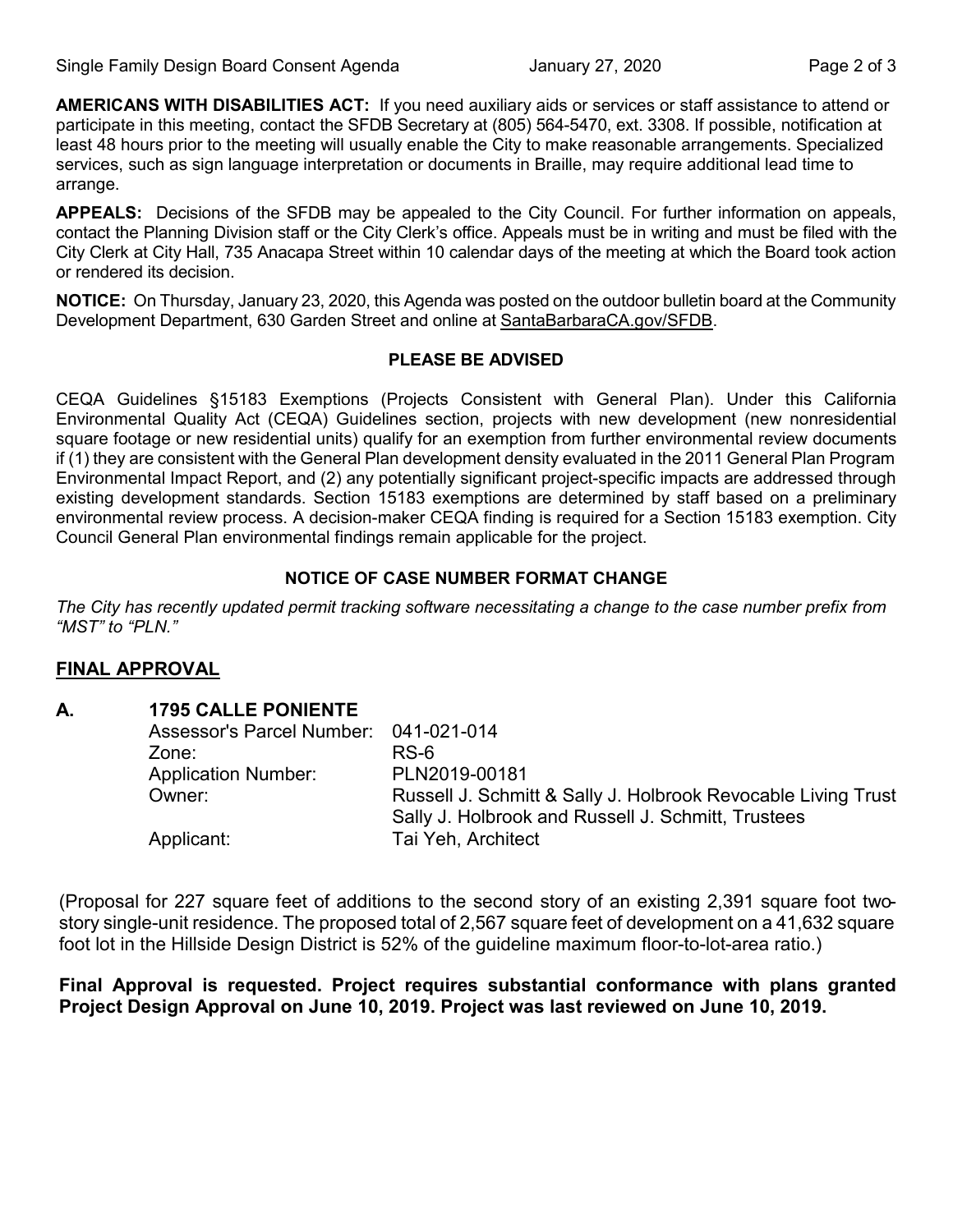**AMERICANS WITH DISABILITIES ACT:** If you need auxiliary aids or services or staff assistance to attend or participate in this meeting, contact the SFDB Secretary at (805) 564-5470, ext. 3308. If possible, notification at least 48 hours prior to the meeting will usually enable the City to make reasonable arrangements. Specialized services, such as sign language interpretation or documents in Braille, may require additional lead time to arrange.

**APPEALS:** Decisions of the SFDB may be appealed to the City Council. For further information on appeals, contact the Planning Division staff or the City Clerk's office. Appeals must be in writing and must be filed with the City Clerk at City Hall, 735 Anacapa Street within 10 calendar days of the meeting at which the Board took action or rendered its decision.

**NOTICE:** On Thursday, January 23, 2020, this Agenda was posted on the outdoor bulletin board at the Community Development Department, 630 Garden Street and online at SantaBarbaraCA.gov/SFDB.

**PLEASE BE ADVISED**

CEQA Guidelines §15183 Exemptions (Projects Consistent with General Plan). Under this California Environmental Quality Act (CEQA) Guidelines section, projects with new development (new nonresidential square footage or new residential units) qualify for an exemption from further environmental review documents if (1) they are consistent with the General Plan development density evaluated in the 2011 General Plan Program Environmental Impact Report, and (2) any potentially significant project-specific impacts are addressed through existing development standards. Section 15183 exemptions are determined by staff based on a preliminary environmental review process. A decision-maker CEQA finding is required for a Section 15183 exemption. City Council General Plan environmental findings remain applicable for the project.

**NOTICE OF CASE NUMBER FORMAT CHANGE**

*The City has recently updated permit tracking software necessitating a change to the case number prefix from "MST" to "PLN."*

## FINAL APPROVAL

**A. 1795 CALLE PONIENTE**

Assessor's Parcel Number: 041-021-014
Zone: RS-6
Application Number: PLN2019-00181
Owner: Russell J. Schmitt & Sally J. Holbrook Revocable Living Trust
Sally J. Holbrook and Russell J. Schmitt, Trustees
Applicant: Tai Yeh, Architect

(Proposal for 227 square feet of additions to the second story of an existing 2,391 square foot two-story single-unit residence. The proposed total of 2,567 square feet of development on a 41,632 square foot lot in the Hillside Design District is 52% of the guideline maximum floor-to-lot-area ratio.)

**Final Approval is requested. Project requires substantial conformance with plans granted Project Design Approval on June 10, 2019. Project was last reviewed on June 10, 2019.**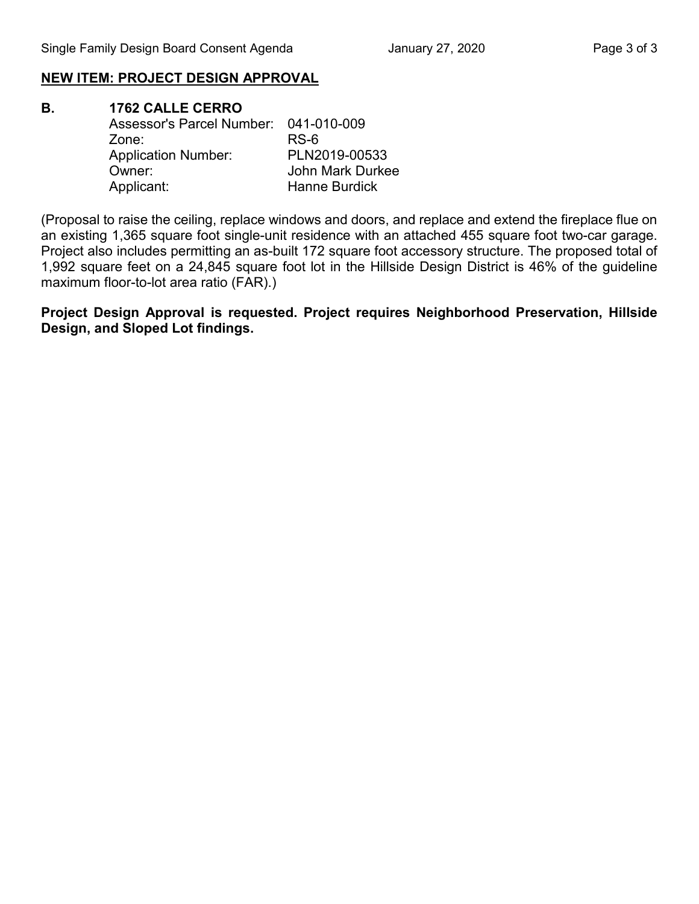## NEW ITEM: PROJECT DESIGN APPROVAL

**B. 1762 CALLE CERRO**

| | |
|---|---|
| Assessor's Parcel Number: | 041-010-009 |
| Zone: | RS-6 |
| Application Number: | PLN2019-00533 |
| Owner: | John Mark Durkee |
| Applicant: | Hanne Burdick |

(Proposal to raise the ceiling, replace windows and doors, and replace and extend the fireplace flue on an existing 1,365 square foot single-unit residence with an attached 455 square foot two-car garage. Project also includes permitting an as-built 172 square foot accessory structure. The proposed total of 1,992 square feet on a 24,845 square foot lot in the Hillside Design District is 46% of the guideline maximum floor-to-lot area ratio (FAR).)

**Project Design Approval is requested. Project requires Neighborhood Preservation, Hillside Design, and Sloped Lot findings.**